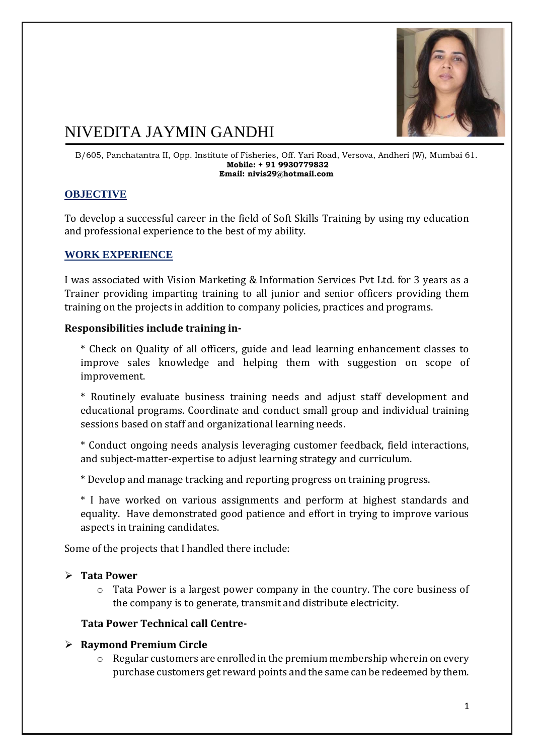# NIVEDITA JAYMIN GANDHI

B/605, Panchatantra II, Opp. Institute of Fisheries, Off. Yari Road, Versova, Andheri (W), Mumbai 61.
**Mobile: + 91 9930779832**
**Email: nivis29@hotmail.com**

## OBJECTIVE

To develop a successful career in the field of Soft Skills Training by using my education and professional experience to the best of my ability.

## WORK EXPERIENCE

I was associated with Vision Marketing & Information Services Pvt Ltd. for 3 years as a Trainer providing imparting training to all junior and senior officers providing them training on the projects in addition to company policies, practices and programs.

**Responsibilities include training in-**

* Check on Quality of all officers, guide and lead learning enhancement classes to improve sales knowledge and helping them with suggestion on scope of improvement.

* Routinely evaluate business training needs and adjust staff development and educational programs. Coordinate and conduct small group and individual training sessions based on staff and organizational learning needs.

* Conduct ongoing needs analysis leveraging customer feedback, field interactions, and subject-matter-expertise to adjust learning strategy and curriculum.

* Develop and manage tracking and reporting progress on training progress.

* I have worked on various assignments and perform at highest standards and equality. Have demonstrated good patience and effort in trying to improve various aspects in training candidates.

Some of the projects that I handled there include:

- **Tata Power**
  - Tata Power is a largest power company in the country. The core business of the company is to generate, transmit and distribute electricity.

  **Tata Power Technical call Centre-**

- **Raymond Premium Circle**
  - Regular customers are enrolled in the premium membership wherein on every purchase customers get reward points and the same can be redeemed by them.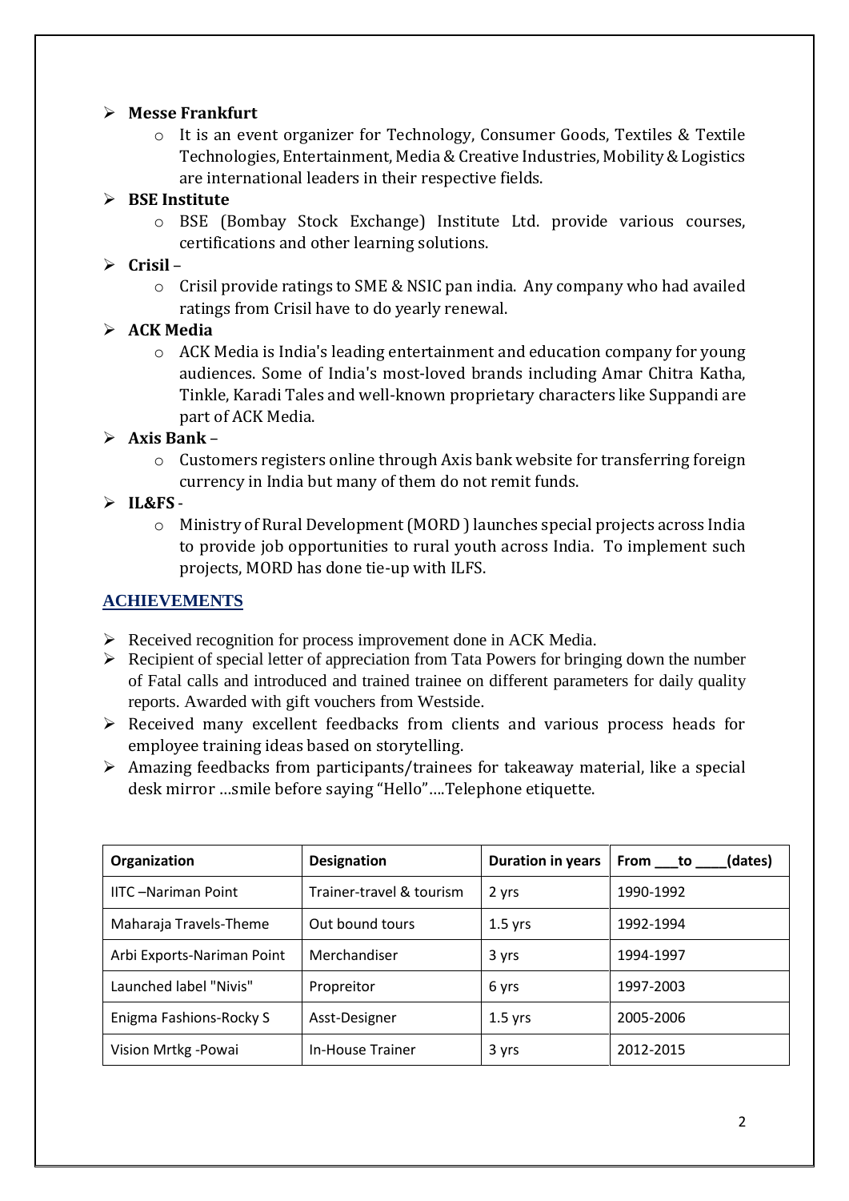- **Messe Frankfurt**
  - It is an event organizer for Technology, Consumer Goods, Textiles & Textile Technologies, Entertainment, Media & Creative Industries, Mobility & Logistics are international leaders in their respective fields.
- **BSE Institute**
  - BSE (Bombay Stock Exchange) Institute Ltd. provide various courses, certifications and other learning solutions.
- **Crisil** –
  - Crisil provide ratings to SME & NSIC pan india. Any company who had availed ratings from Crisil have to do yearly renewal.
- **ACK Media**
  - ACK Media is India's leading entertainment and education company for young audiences. Some of India's most-loved brands including Amar Chitra Katha, Tinkle, Karadi Tales and well-known proprietary characters like Suppandi are part of ACK Media.
- **Axis Bank** –
  - Customers registers online through Axis bank website for transferring foreign currency in India but many of them do not remit funds.
- **IL&FS** -
  - Ministry of Rural Development (MORD ) launches special projects across India to provide job opportunities to rural youth across India. To implement such projects, MORD has done tie-up with ILFS.

## ACHIEVEMENTS

- Received recognition for process improvement done in ACK Media.
- Recipient of special letter of appreciation from Tata Powers for bringing down the number of Fatal calls and introduced and trained trainee on different parameters for daily quality reports. Awarded with gift vouchers from Westside.
- Received many excellent feedbacks from clients and various process heads for employee training ideas based on storytelling.
- Amazing feedbacks from participants/trainees for takeaway material, like a special desk mirror …smile before saying "Hello"….Telephone etiquette.

| Organization | Designation | Duration in years | From ___to ____(dates) |
|---|---|---|---|
| IITC –Nariman Point | Trainer-travel & tourism | 2 yrs | 1990-1992 |
| Maharaja Travels-Theme | Out bound tours | 1.5 yrs | 1992-1994 |
| Arbi Exports-Nariman Point | Merchandiser | 3 yrs | 1994-1997 |
| Launched label "Nivis" | Propreitor | 6 yrs | 1997-2003 |
| Enigma Fashions-Rocky S | Asst-Designer | 1.5 yrs | 2005-2006 |
| Vision Mrtkg -Powai | In-House Trainer | 3 yrs | 2012-2015 |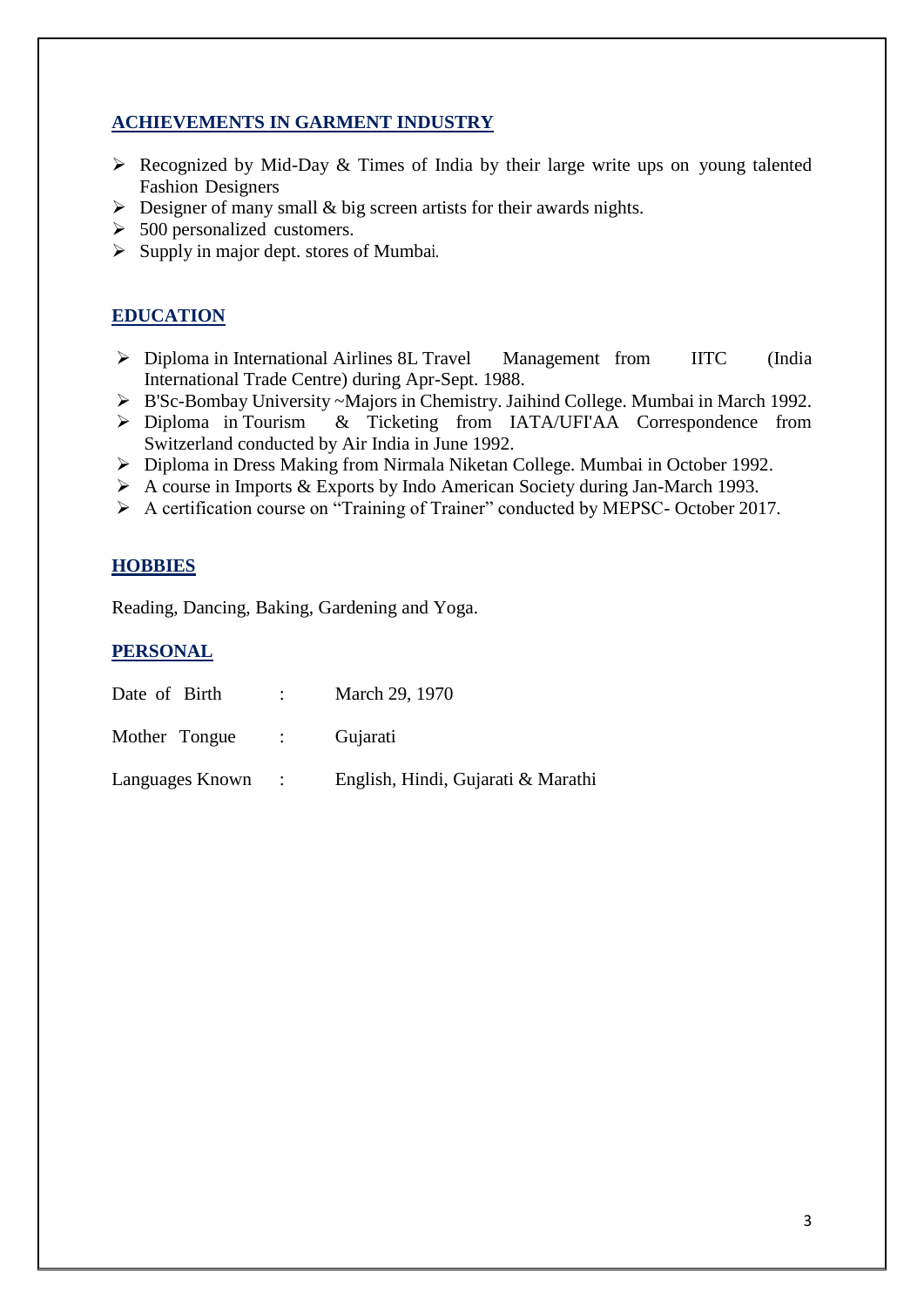## ACHIEVEMENTS IN GARMENT INDUSTRY

- Recognized by Mid-Day & Times of India by their large write ups on young talented Fashion Designers
- Designer of many small & big screen artists for their awards nights.
- 500 personalized customers.
- Supply in major dept. stores of Mumbai.

## EDUCATION

- Diploma in International Airlines 8L Travel Management from IITC (India International Trade Centre) during Apr-Sept. 1988.
- B'Sc-Bombay University ~Majors in Chemistry. Jaihind College. Mumbai in March 1992.
- Diploma in Tourism & Ticketing from IATA/UFI'AA Correspondence from Switzerland conducted by Air India in June 1992.
- Diploma in Dress Making from Nirmala Niketan College. Mumbai in October 1992.
- A course in Imports & Exports by Indo American Society during Jan-March 1993.
- A certification course on "Training of Trainer" conducted by MEPSC- October 2017.

## HOBBIES

Reading, Dancing, Baking, Gardening and Yoga.

## PERSONAL

| | | |
|---|---|---|
| Date of Birth | : | March 29, 1970 |
| Mother Tongue | : | Gujarati |
| Languages Known | : | English, Hindi, Gujarati & Marathi |